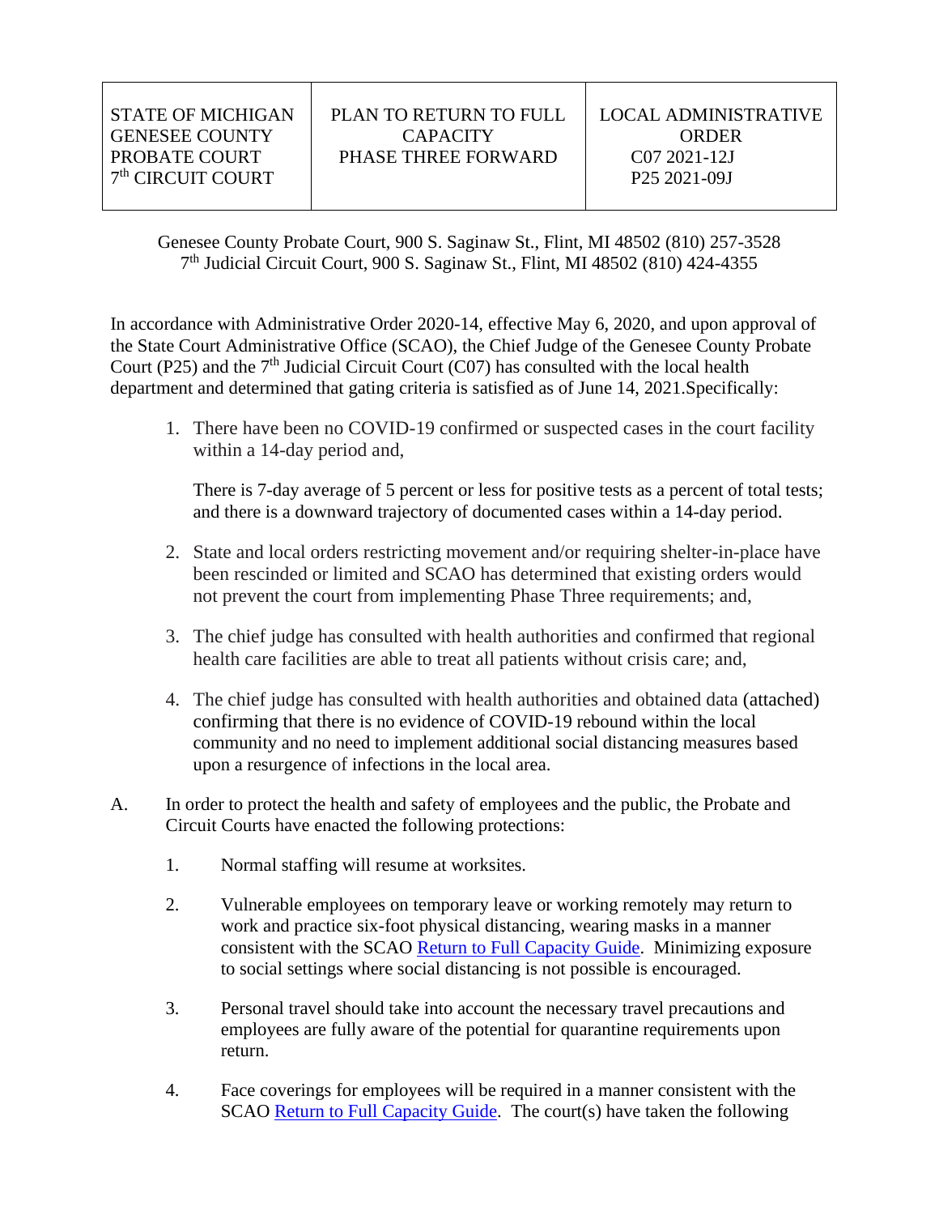| STATE OF MICHIGAN<br>GENESEE COUNTY<br>PROBATE COURT<br>7th CIRCUIT COURT | PLAN TO RETURN TO FULL CAPACITY<br>PHASE THREE FORWARD | LOCAL ADMINISTRATIVE ORDER<br>C07 2021-12J<br>P25 2021-09J |
|---|---|---|

Genesee County Probate Court, 900 S. Saginaw St., Flint, MI 48502 (810) 257-3528
7th Judicial Circuit Court, 900 S. Saginaw St., Flint, MI 48502 (810) 424-4355

In accordance with Administrative Order 2020-14, effective May 6, 2020, and upon approval of the State Court Administrative Office (SCAO), the Chief Judge of the Genesee County Probate Court (P25) and the 7th Judicial Circuit Court (C07) has consulted with the local health department and determined that gating criteria is satisfied as of June 14, 2021.Specifically:

1. There have been no COVID-19 confirmed or suspected cases in the court facility within a 14-day period and,

   There is 7-day average of 5 percent or less for positive tests as a percent of total tests; and there is a downward trajectory of documented cases within a 14-day period.

2. State and local orders restricting movement and/or requiring shelter-in-place have been rescinded or limited and SCAO has determined that existing orders would not prevent the court from implementing Phase Three requirements; and,

3. The chief judge has consulted with health authorities and confirmed that regional health care facilities are able to treat all patients without crisis care; and,

4. The chief judge has consulted with health authorities and obtained data (attached) confirming that there is no evidence of COVID-19 rebound within the local community and no need to implement additional social distancing measures based upon a resurgence of infections in the local area.

A. In order to protect the health and safety of employees and the public, the Probate and Circuit Courts have enacted the following protections:

   1. Normal staffing will resume at worksites.

   2. Vulnerable employees on temporary leave or working remotely may return to work and practice six-foot physical distancing, wearing masks in a manner consistent with the SCAO Return to Full Capacity Guide. Minimizing exposure to social settings where social distancing is not possible is encouraged.

   3. Personal travel should take into account the necessary travel precautions and employees are fully aware of the potential for quarantine requirements upon return.

   4. Face coverings for employees will be required in a manner consistent with the SCAO Return to Full Capacity Guide. The court(s) have taken the following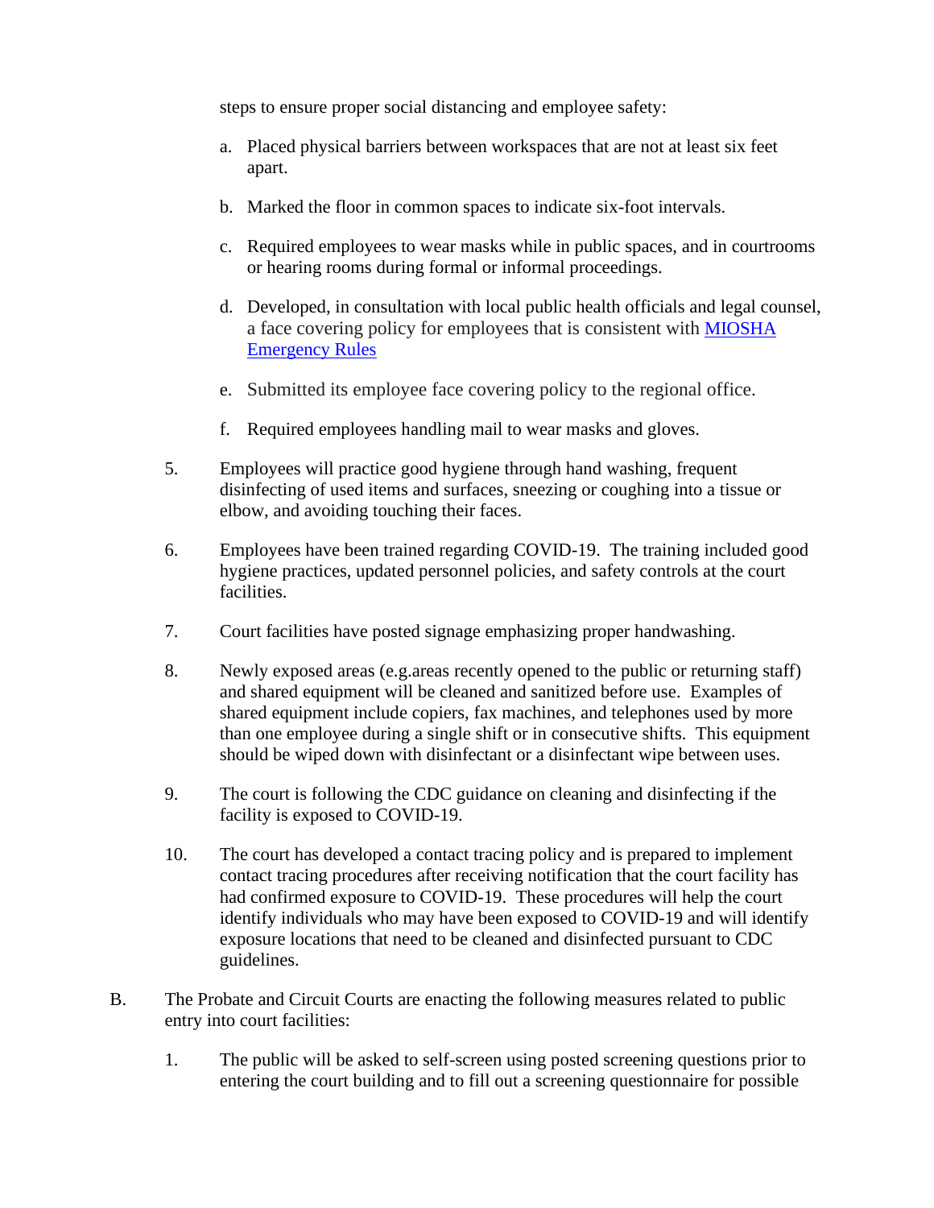steps to ensure proper social distancing and employee safety:

a. Placed physical barriers between workspaces that are not at least six feet apart.

b. Marked the floor in common spaces to indicate six-foot intervals.

c. Required employees to wear masks while in public spaces, and in courtrooms or hearing rooms during formal or informal proceedings.

d. Developed, in consultation with local public health officials and legal counsel, a face covering policy for employees that is consistent with [MIOSHA Emergency Rules]

e. Submitted its employee face covering policy to the regional office.

f. Required employees handling mail to wear masks and gloves.

5. Employees will practice good hygiene through hand washing, frequent disinfecting of used items and surfaces, sneezing or coughing into a tissue or elbow, and avoiding touching their faces.

6. Employees have been trained regarding COVID-19. The training included good hygiene practices, updated personnel policies, and safety controls at the court facilities.

7. Court facilities have posted signage emphasizing proper handwashing.

8. Newly exposed areas (e.g.areas recently opened to the public or returning staff) and shared equipment will be cleaned and sanitized before use. Examples of shared equipment include copiers, fax machines, and telephones used by more than one employee during a single shift or in consecutive shifts. This equipment should be wiped down with disinfectant or a disinfectant wipe between uses.

9. The court is following the CDC guidance on cleaning and disinfecting if the facility is exposed to COVID-19.

10. The court has developed a contact tracing policy and is prepared to implement contact tracing procedures after receiving notification that the court facility has had confirmed exposure to COVID-19. These procedures will help the court identify individuals who may have been exposed to COVID-19 and will identify exposure locations that need to be cleaned and disinfected pursuant to CDC guidelines.

B. The Probate and Circuit Courts are enacting the following measures related to public entry into court facilities:

1. The public will be asked to self-screen using posted screening questions prior to entering the court building and to fill out a screening questionnaire for possible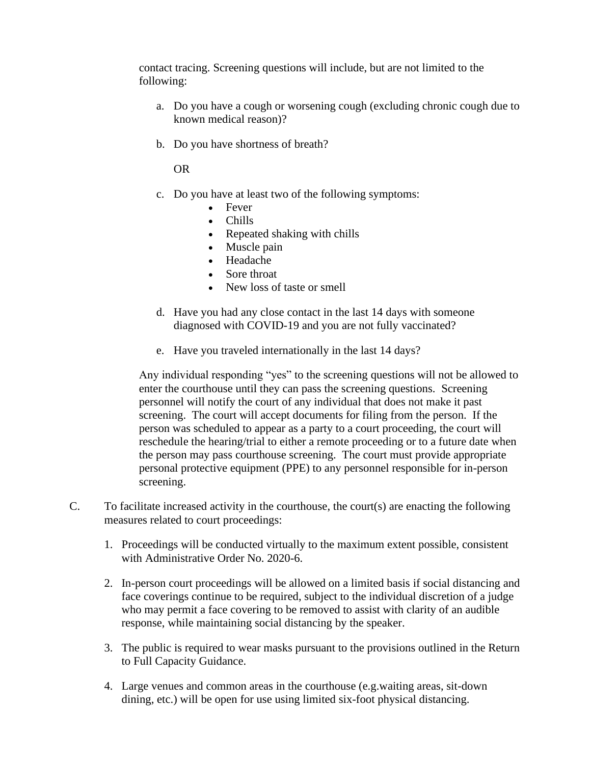contact tracing. Screening questions will include, but are not limited to the following:

a. Do you have a cough or worsening cough (excluding chronic cough due to known medical reason)?

b. Do you have shortness of breath?

   OR

c. Do you have at least two of the following symptoms:
   - Fever
   - Chills
   - Repeated shaking with chills
   - Muscle pain
   - Headache
   - Sore throat
   - New loss of taste or smell

d. Have you had any close contact in the last 14 days with someone diagnosed with COVID-19 and you are not fully vaccinated?

e. Have you traveled internationally in the last 14 days?

Any individual responding "yes" to the screening questions will not be allowed to enter the courthouse until they can pass the screening questions. Screening personnel will notify the court of any individual that does not make it past screening. The court will accept documents for filing from the person. If the person was scheduled to appear as a party to a court proceeding, the court will reschedule the hearing/trial to either a remote proceeding or to a future date when the person may pass courthouse screening. The court must provide appropriate personal protective equipment (PPE) to any personnel responsible for in-person screening.

C. To facilitate increased activity in the courthouse, the court(s) are enacting the following measures related to court proceedings:

1. Proceedings will be conducted virtually to the maximum extent possible, consistent with Administrative Order No. 2020-6.

2. In-person court proceedings will be allowed on a limited basis if social distancing and face coverings continue to be required, subject to the individual discretion of a judge who may permit a face covering to be removed to assist with clarity of an audible response, while maintaining social distancing by the speaker.

3. The public is required to wear masks pursuant to the provisions outlined in the Return to Full Capacity Guidance.

4. Large venues and common areas in the courthouse (e.g.waiting areas, sit-down dining, etc.) will be open for use using limited six-foot physical distancing.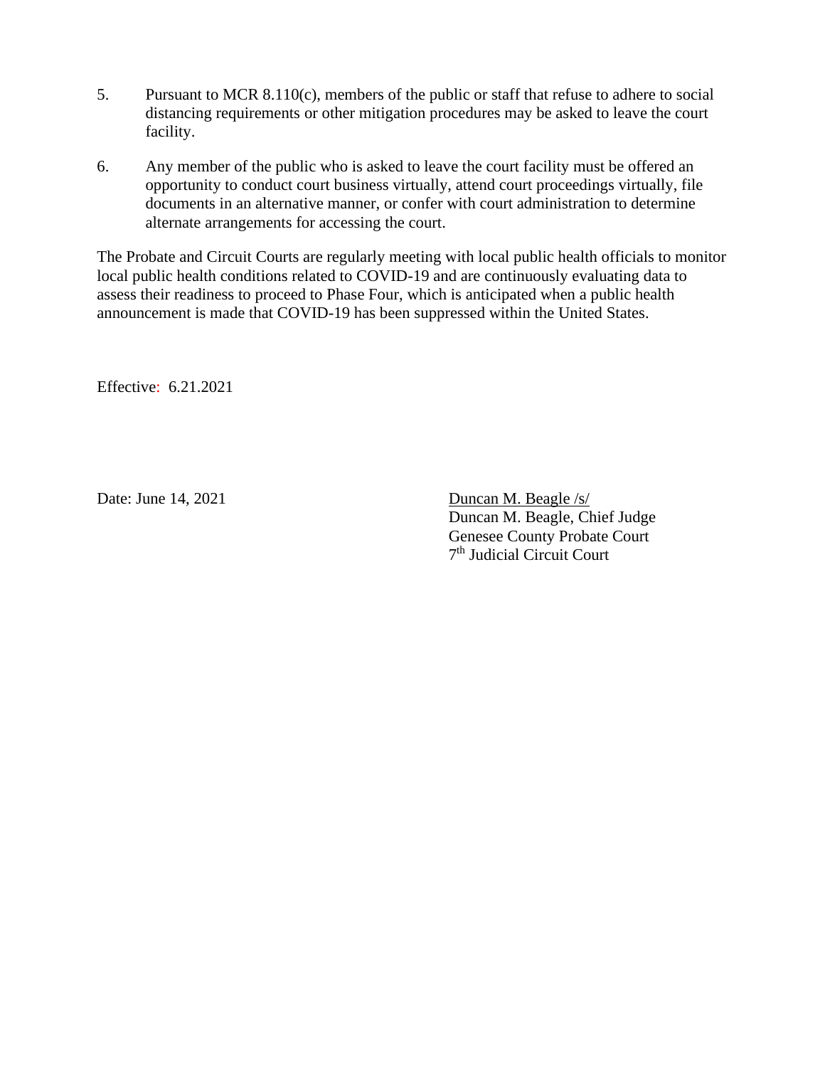5. Pursuant to MCR 8.110(c), members of the public or staff that refuse to adhere to social distancing requirements or other mitigation procedures may be asked to leave the court facility.

6. Any member of the public who is asked to leave the court facility must be offered an opportunity to conduct court business virtually, attend court proceedings virtually, file documents in an alternative manner, or confer with court administration to determine alternate arrangements for accessing the court.

The Probate and Circuit Courts are regularly meeting with local public health officials to monitor local public health conditions related to COVID-19 and are continuously evaluating data to assess their readiness to proceed to Phase Four, which is anticipated when a public health announcement is made that COVID-19 has been suppressed within the United States.

Effective: 6.21.2021

Date: June 14, 2021

Duncan M. Beagle /s/
Duncan M. Beagle, Chief Judge
Genesee County Probate Court
7th Judicial Circuit Court